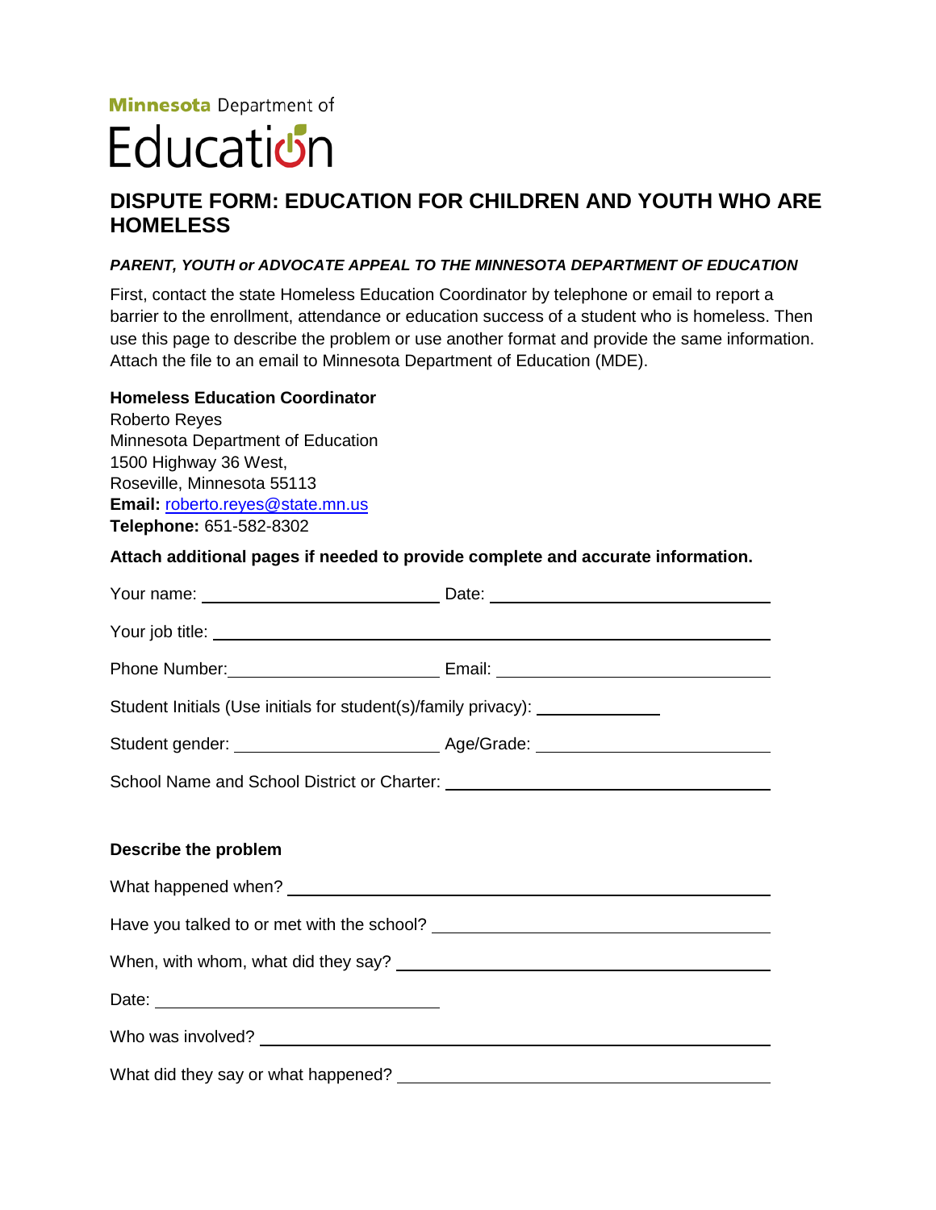Minnesota Department of Education

# DISPUTE FORM: EDUCATION FOR CHILDREN AND YOUTH WHO ARE HOMELESS

***PARENT, YOUTH or ADVOCATE APPEAL TO THE MINNESOTA DEPARTMENT OF EDUCATION***

First, contact the state Homeless Education Coordinator by telephone or email to report a barrier to the enrollment, attendance or education success of a student who is homeless. Then use this page to describe the problem or use another format and provide the same information. Attach the file to an email to Minnesota Department of Education (MDE).

**Homeless Education Coordinator**
Roberto Reyes
Minnesota Department of Education
1500 Highway 36 West,
Roseville, Minnesota 55113
**Email:** roberto.reyes@state.mn.us
**Telephone:** 651-582-8302

**Attach additional pages if needed to provide complete and accurate information.**

Your name: ______________________ Date: ______________________

Your job title: ____________________________________________

Phone Number: ______________________ Email: ______________________

Student Initials (Use initials for student(s)/family privacy): ____________

Student gender: ______________________ Age/Grade: ______________________

School Name and School District or Charter: ______________________________

**Describe the problem**

What happened when? ____________________________________________

Have you talked to or met with the school? ______________________________

When, with whom, what did they say? ______________________________

Date: ______________________

Who was involved? ____________________________________________

What did they say or what happened? ______________________________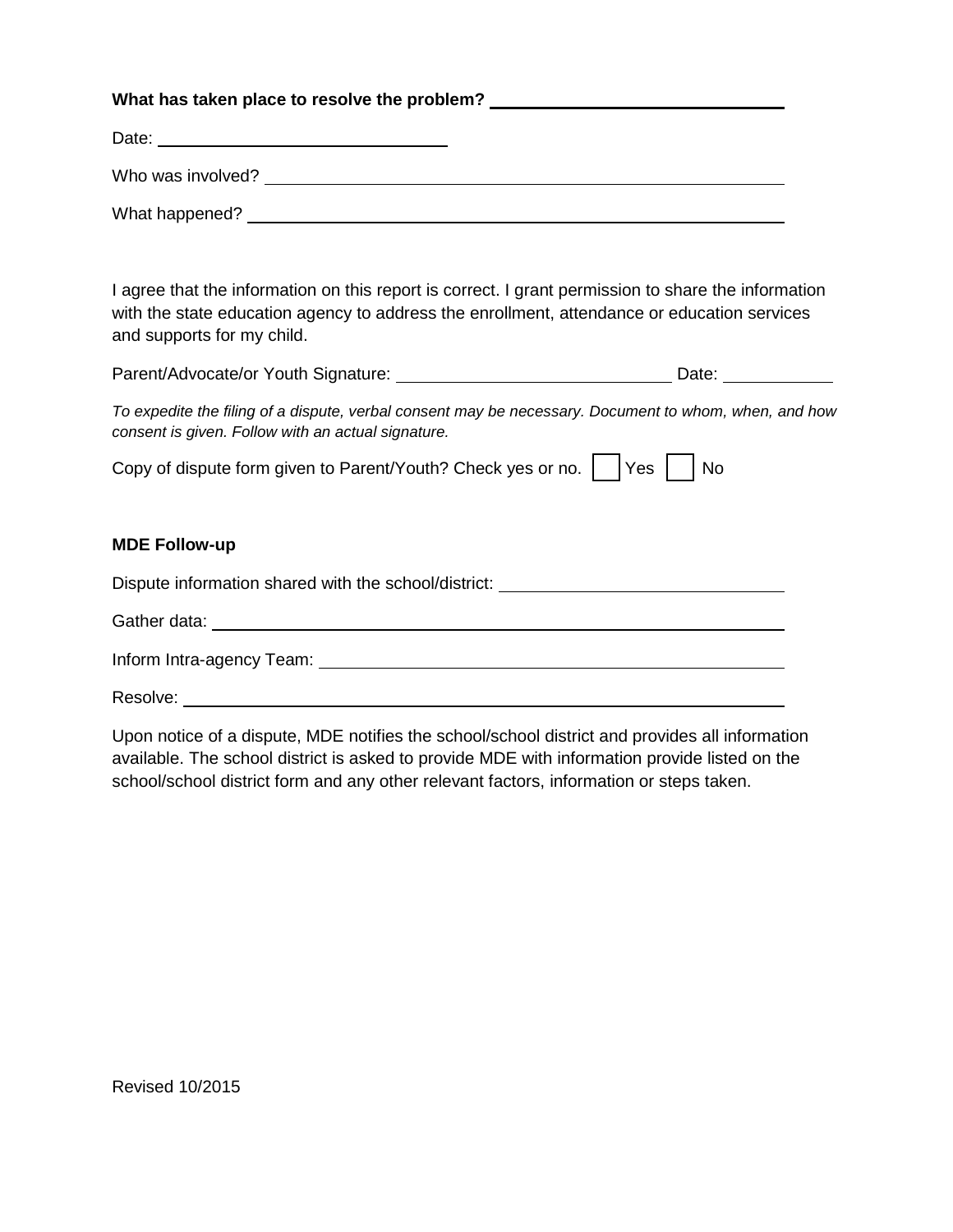**What has taken place to resolve the problem?** ______________________________

Date: ______________________________

Who was involved? ______________________________

What happened? ______________________________

I agree that the information on this report is correct. I grant permission to share the information with the state education agency to address the enrollment, attendance or education services and supports for my child.

Parent/Advocate/or Youth Signature: ______________________________ Date: ____________

*To expedite the filing of a dispute, verbal consent may be necessary. Document to whom, when, and how consent is given. Follow with an actual signature.*

Copy of dispute form given to Parent/Youth? Check yes or no. ☐ Yes ☐ No

**MDE Follow-up**

Dispute information shared with the school/district: ______________________________

Gather data: ______________________________

Inform Intra-agency Team: ______________________________

Resolve: ______________________________

Upon notice of a dispute, MDE notifies the school/school district and provides all information available. The school district is asked to provide MDE with information provide listed on the school/school district form and any other relevant factors, information or steps taken.

Revised 10/2015